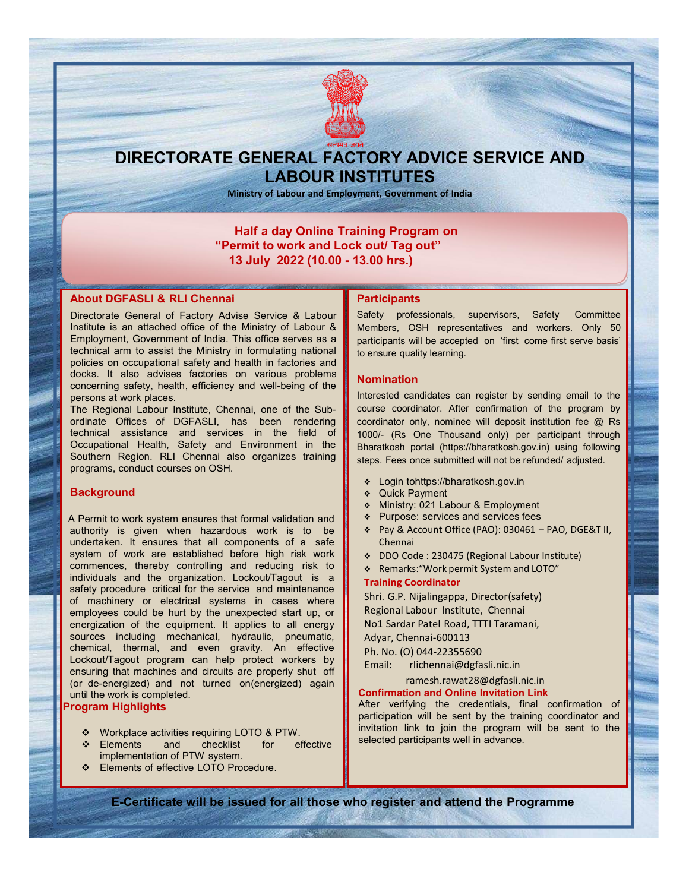सत्यमेव जयते

# DIRECTORATE GENERAL FACTORY ADVICE SERVICE AND LABOUR INSTITUTES

**Ministry of Labour and Employment, Government of India**

## Half a day Online Training Program on "Permit to work and Lock out/ Tag out" 13 July 2022 (10.00 - 13.00 hrs.)

### About DGFASLI & RLI Chennai

Directorate General of Factory Advise Service & Labour Institute is an attached office of the Ministry of Labour & Employment, Government of India. This office serves as a technical arm to assist the Ministry in formulating national policies on occupational safety and health in factories and docks. It also advises factories on various problems concerning safety, health, efficiency and well-being of the persons at work places.

The Regional Labour Institute, Chennai, one of the Sub-ordinate Offices of DGFASLI, has been rendering technical assistance and services in the field of Occupational Health, Safety and Environment in the Southern Region. RLI Chennai also organizes training programs, conduct courses on OSH.

### Background

A Permit to work system ensures that formal validation and authority is given when hazardous work is to be undertaken. It ensures that all components of a safe system of work are established before high risk work commences, thereby controlling and reducing risk to individuals and the organization. Lockout/Tagout is a safety procedure critical for the service and maintenance of machinery or electrical systems in cases where employees could be hurt by the unexpected start up, or energization of the equipment. It applies to all energy sources including mechanical, hydraulic, pneumatic, chemical, thermal, and even gravity. An effective Lockout/Tagout program can help protect workers by ensuring that machines and circuits are properly shut off (or de-energized) and not turned on(energized) again until the work is completed.

### Program Highlights

- Workplace activities requiring LOTO & PTW.
- Elements and checklist for effective implementation of PTW system.
- Elements of effective LOTO Procedure.

### Participants

Safety professionals, supervisors, Safety Committee Members, OSH representatives and workers. Only 50 participants will be accepted on 'first come first serve basis' to ensure quality learning.

### Nomination

Interested candidates can register by sending email to the course coordinator. After confirmation of the program by coordinator only, nominee will deposit institution fee @ Rs 1000/- (Rs One Thousand only) per participant through Bharatkosh portal (https://bharatkosh.gov.in) using following steps. Fees once submitted will not be refunded/ adjusted.

- Login tohttps://bharatkosh.gov.in
- Quick Payment
- Ministry: 021 Labour & Employment
- Purpose: services and services fees
- Pay & Account Office (PAO): 030461 – PAO, DGE&T II, Chennai
- DDO Code : 230475 (Regional Labour Institute)
- Remarks:"Work permit System and LOTO"

### Training Coordinator

Shri. G.P. Nijalingappa, Director(safety)
Regional Labour Institute, Chennai
No1 Sardar Patel Road, TTTI Taramani,
Adyar, Chennai-600113
Ph. No. (O) 044-22355690
Email: rlichennai@dgfasli.nic.in
ramesh.rawat28@dgfasli.nic.in

### Confirmation and Online Invitation Link

After verifying the credentials, final confirmation of participation will be sent by the training coordinator and invitation link to join the program will be sent to the selected participants well in advance.

**E-Certificate will be issued for all those who register and attend the Programme**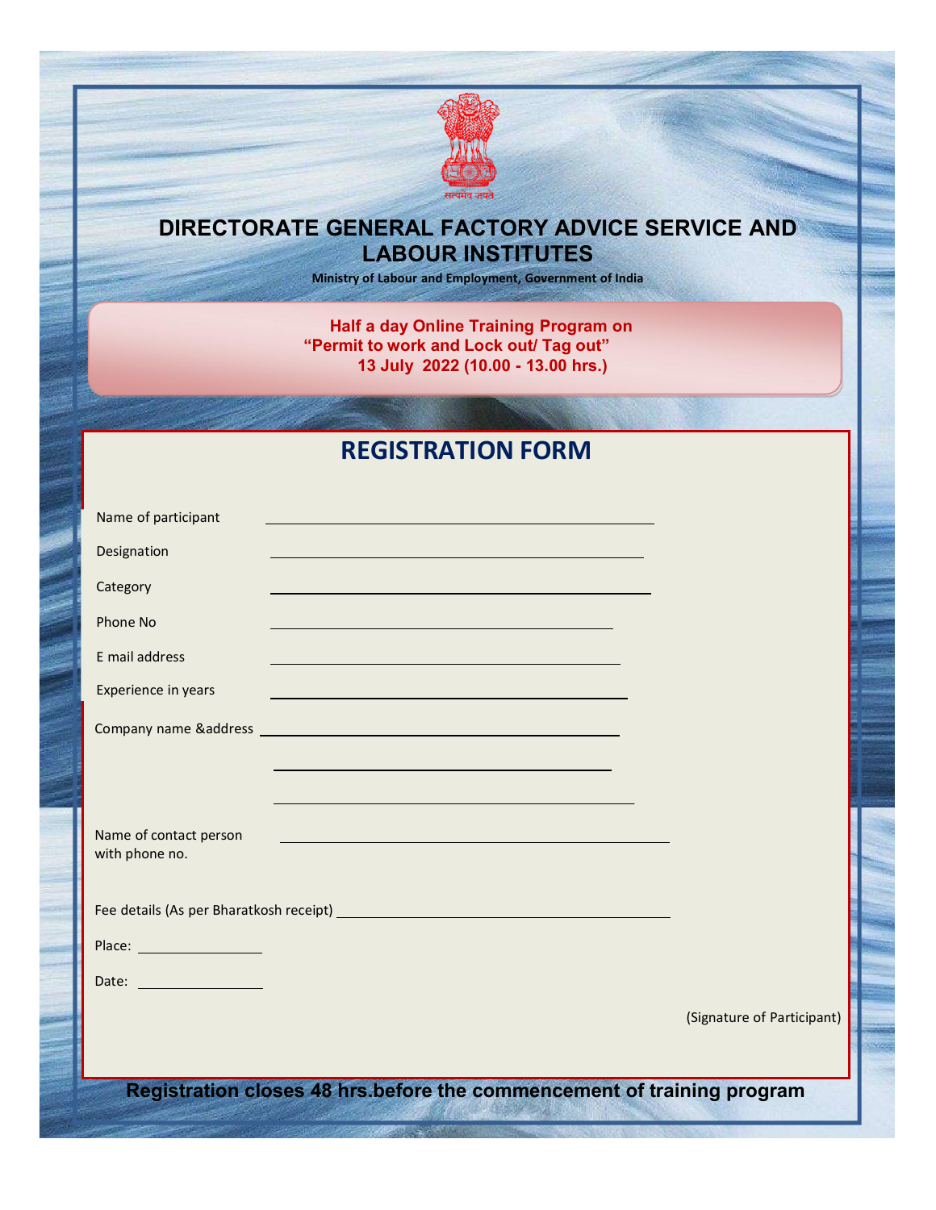सत्यमेव जयते

# DIRECTORATE GENERAL FACTORY ADVICE SERVICE AND LABOUR INSTITUTES

**Ministry of Labour and Employment, Government of India**

**Half a day Online Training Program on**
**"Permit to work and Lock out/ Tag out"**
**13 July 2022 (10.00 - 13.00 hrs.)**

## REGISTRATION FORM

Name of participant ______________________________

Designation ______________________________

Category ______________________________

Phone No ______________________________

E mail address ______________________________

Experience in years ______________________________

Company name &address ______________________________

______________________________

______________________________

Name of contact person with phone no. ______________________________

Fee details (As per Bharatkosh receipt) ______________________________

Place: ____________

Date: ____________

(Signature of Participant)

**Registration closes 48 hrs.before the commencement of training program**